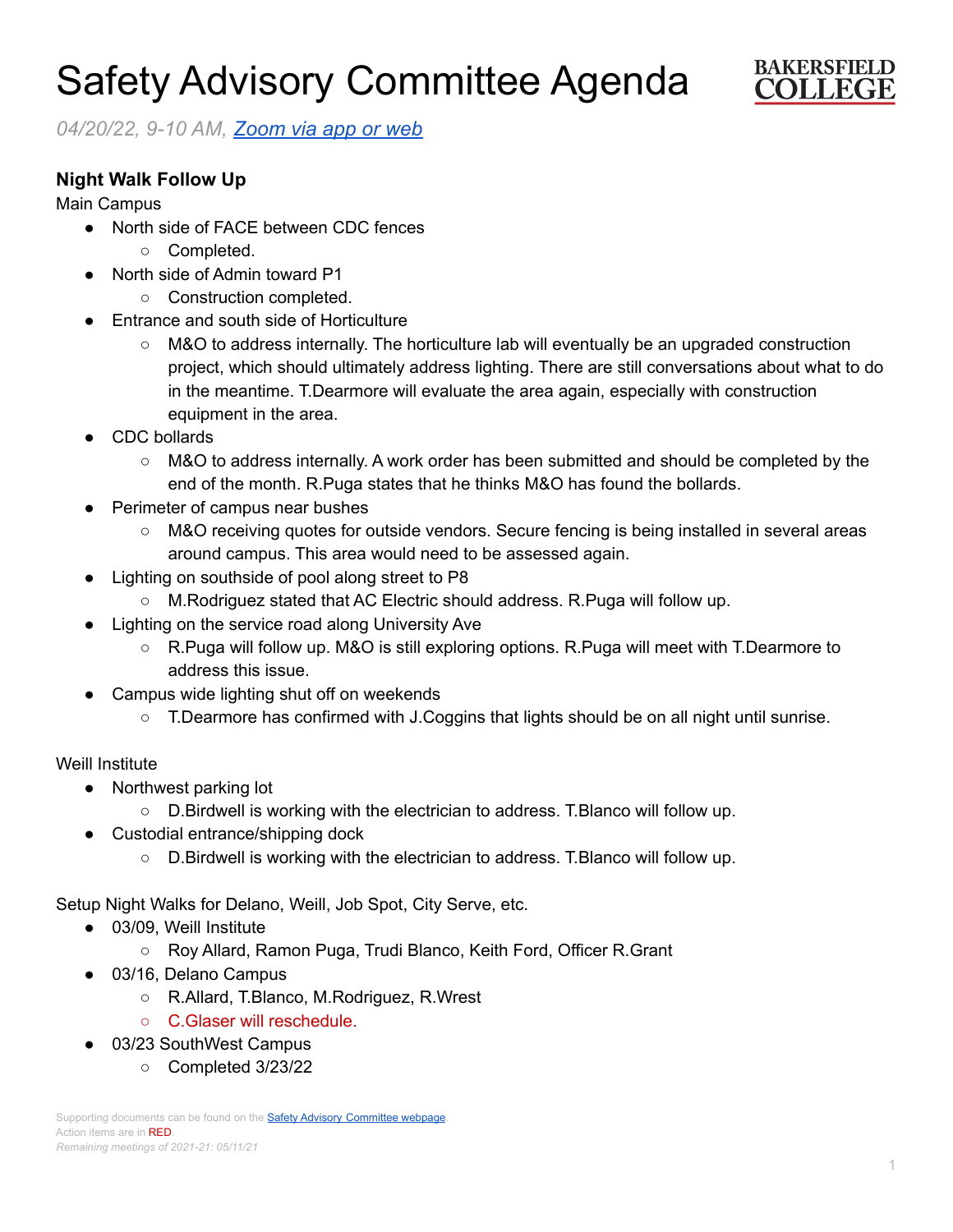# Safety Advisory Committee Agenda

*04/20/22, 9-10 AM, [Zoom via app or web]*

## Night Walk Follow Up

Main Campus

- North side of FACE between CDC fences
  - Completed.
- North side of Admin toward P1
  - Construction completed.
- Entrance and south side of Horticulture
  - M&O to address internally. The horticulture lab will eventually be an upgraded construction project, which should ultimately address lighting. There are still conversations about what to do in the meantime. T.Dearmore will evaluate the area again, especially with construction equipment in the area.
- CDC bollards
  - M&O to address internally. A work order has been submitted and should be completed by the end of the month. R.Puga states that he thinks M&O has found the bollards.
- Perimeter of campus near bushes
  - M&O receiving quotes for outside vendors. Secure fencing is being installed in several areas around campus. This area would need to be assessed again.
- Lighting on southside of pool along street to P8
  - M.Rodriguez stated that AC Electric should address. R.Puga will follow up.
- Lighting on the service road along University Ave
  - R.Puga will follow up. M&O is still exploring options. R.Puga will meet with T.Dearmore to address this issue.
- Campus wide lighting shut off on weekends
  - T.Dearmore has confirmed with J.Coggins that lights should be on all night until sunrise.

Weill Institute

- Northwest parking lot
  - D.Birdwell is working with the electrician to address. T.Blanco will follow up.
- Custodial entrance/shipping dock
  - D.Birdwell is working with the electrician to address. T.Blanco will follow up.

Setup Night Walks for Delano, Weill, Job Spot, City Serve, etc.

- 03/09, Weill Institute
  - Roy Allard, Ramon Puga, Trudi Blanco, Keith Ford, Officer R.Grant
- 03/16, Delano Campus
  - R.Allard, T.Blanco, M.Rodriguez, R.Wrest
  - C.Glaser will reschedule.
- 03/23 SouthWest Campus
  - Completed 3/23/22

Supporting documents can be found on the [Safety Advisory Committee webpage].
Action items are in RED.
*Remaining meetings of 2021-21: 05/11/21*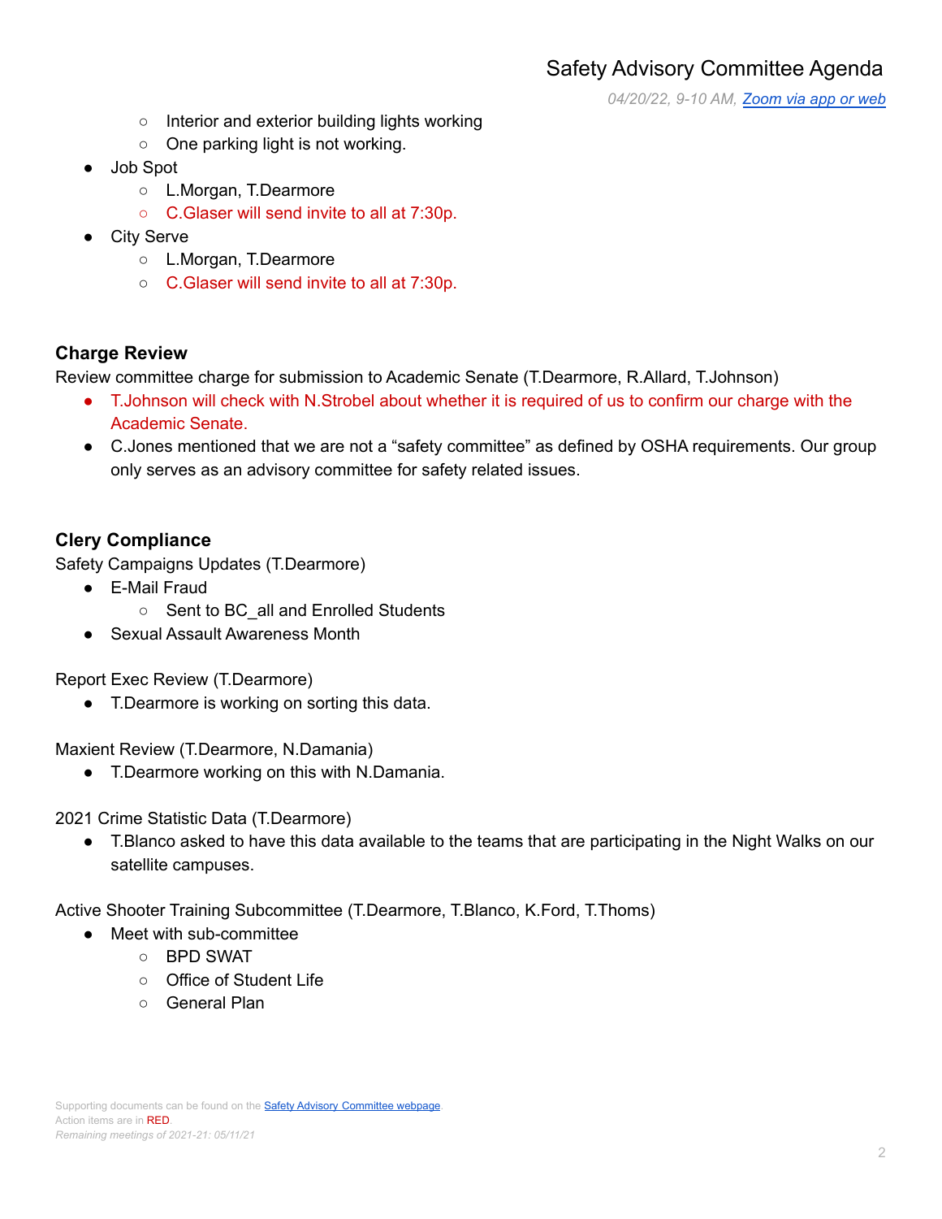- Interior and exterior building lights working
  - One parking light is not working.
- Job Spot
  - L.Morgan, T.Dearmore
  - C.Glaser will send invite to all at 7:30p.
- City Serve
  - L.Morgan, T.Dearmore
  - C.Glaser will send invite to all at 7:30p.

### Charge Review

Review committee charge for submission to Academic Senate (T.Dearmore, R.Allard, T.Johnson)

- T.Johnson will check with N.Strobel about whether it is required of us to confirm our charge with the Academic Senate.
- C.Jones mentioned that we are not a "safety committee" as defined by OSHA requirements. Our group only serves as an advisory committee for safety related issues.

### Clery Compliance

Safety Campaigns Updates (T.Dearmore)

- E-Mail Fraud
  - Sent to BC_all and Enrolled Students
- Sexual Assault Awareness Month

Report Exec Review (T.Dearmore)

- T.Dearmore is working on sorting this data.

Maxient Review (T.Dearmore, N.Damania)

- T.Dearmore working on this with N.Damania.

2021 Crime Statistic Data (T.Dearmore)

- T.Blanco asked to have this data available to the teams that are participating in the Night Walks on our satellite campuses.

Active Shooter Training Subcommittee (T.Dearmore, T.Blanco, K.Ford, T.Thoms)

- Meet with sub-committee
  - BPD SWAT
  - Office of Student Life
  - General Plan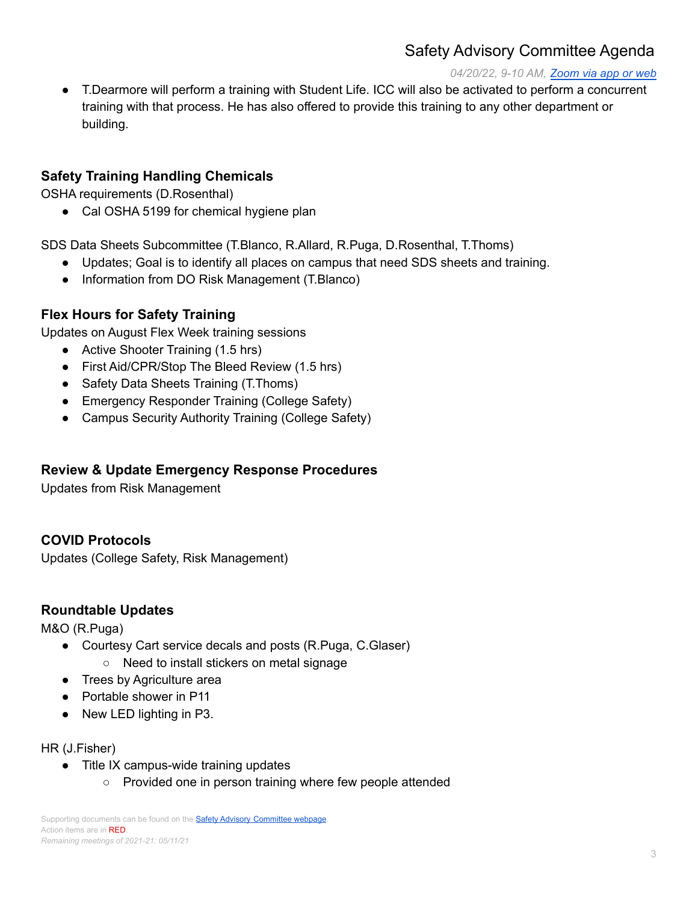- T.Dearmore will perform a training with Student Life. ICC will also be activated to perform a concurrent training with that process. He has also offered to provide this training to any other department or building.

### Safety Training Handling Chemicals

OSHA requirements (D.Rosenthal)

- Cal OSHA 5199 for chemical hygiene plan

SDS Data Sheets Subcommittee (T.Blanco, R.Allard, R.Puga, D.Rosenthal, T.Thoms)

- Updates; Goal is to identify all places on campus that need SDS sheets and training.
- Information from DO Risk Management (T.Blanco)

### Flex Hours for Safety Training

Updates on August Flex Week training sessions

- Active Shooter Training (1.5 hrs)
- First Aid/CPR/Stop The Bleed Review (1.5 hrs)
- Safety Data Sheets Training (T.Thoms)
- Emergency Responder Training (College Safety)
- Campus Security Authority Training (College Safety)

### Review & Update Emergency Response Procedures

Updates from Risk Management

### COVID Protocols

Updates (College Safety, Risk Management)

### Roundtable Updates

M&O (R.Puga)

- Courtesy Cart service decals and posts (R.Puga, C.Glaser)
  - Need to install stickers on metal signage
- Trees by Agriculture area
- Portable shower in P11
- New LED lighting in P3.

HR (J.Fisher)

- Title IX campus-wide training updates
  - Provided one in person training where few people attended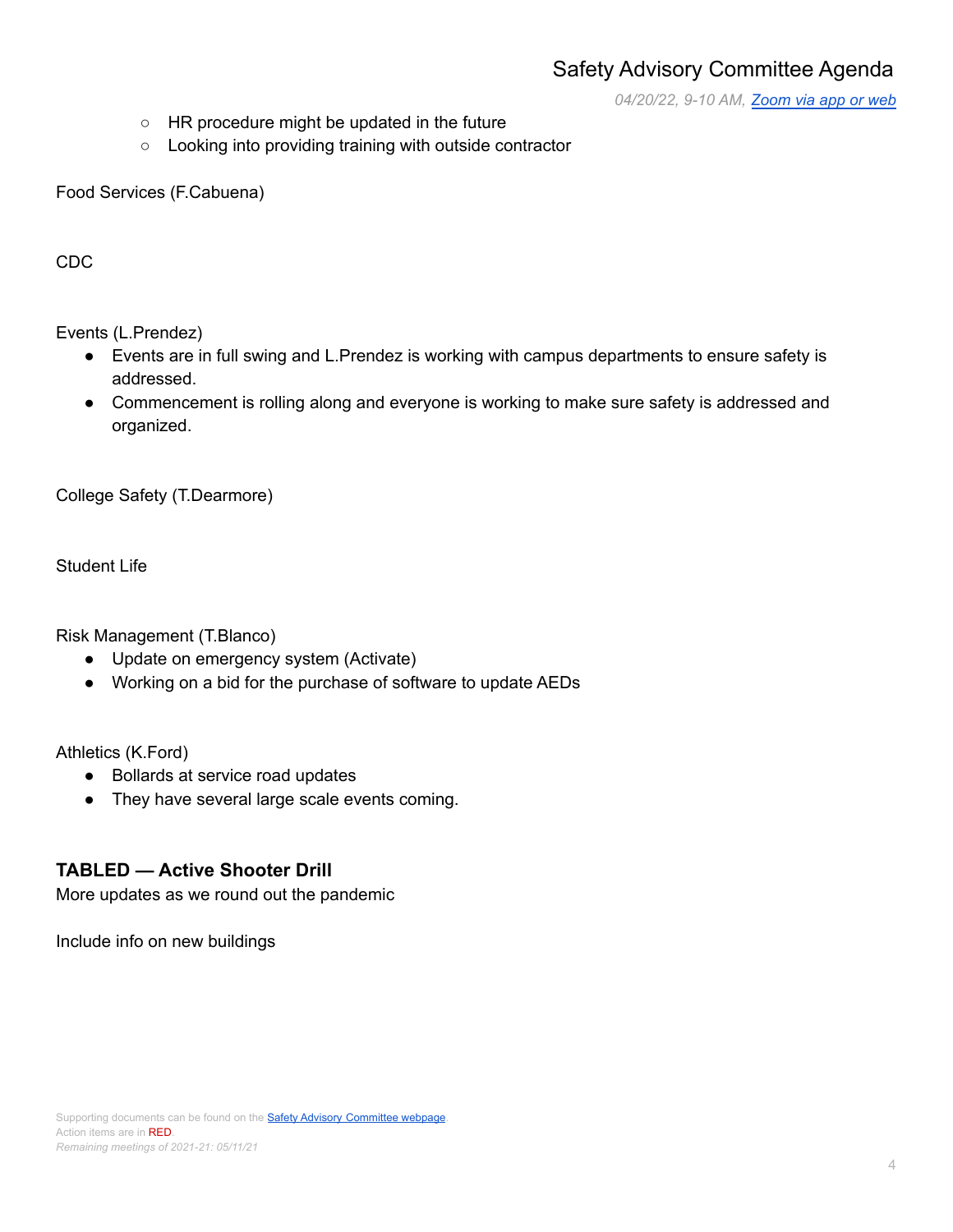- HR procedure might be updated in the future
- Looking into providing training with outside contractor

Food Services (F.Cabuena)

CDC

Events (L.Prendez)

- Events are in full swing and L.Prendez is working with campus departments to ensure safety is addressed.
- Commencement is rolling along and everyone is working to make sure safety is addressed and organized.

College Safety (T.Dearmore)

Student Life

Risk Management (T.Blanco)

- Update on emergency system (Activate)
- Working on a bid for the purchase of software to update AEDs

Athletics (K.Ford)

- Bollards at service road updates
- They have several large scale events coming.

### TABLED — Active Shooter Drill

More updates as we round out the pandemic

Include info on new buildings

Supporting documents can be found on the Safety Advisory Committee webpage.
Action items are in RED.
*Remaining meetings of 2021-21: 05/11/21*